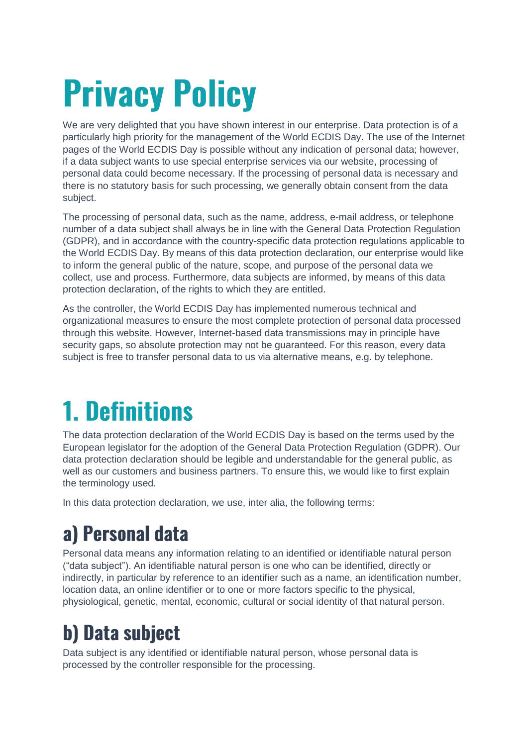# Privacy Policy

We are very delighted that you have shown interest in our enterprise. Data protection is of a particularly high priority for the management of the World ECDIS Day. The use of the Internet pages of the World ECDIS Day is possible without any indication of personal data; however, if a data subject wants to use special enterprise services via our website, processing of personal data could become necessary. If the processing of personal data is necessary and there is no statutory basis for such processing, we generally obtain consent from the data subject.

The processing of personal data, such as the name, address, e-mail address, or telephone number of a data subject shall always be in line with the General Data Protection Regulation (GDPR), and in accordance with the country-specific data protection regulations applicable to the World ECDIS Day. By means of this data protection declaration, our enterprise would like to inform the general public of the nature, scope, and purpose of the personal data we collect, use and process. Furthermore, data subjects are informed, by means of this data protection declaration, of the rights to which they are entitled.

As the controller, the World ECDIS Day has implemented numerous technical and organizational measures to ensure the most complete protection of personal data processed through this website. However, Internet-based data transmissions may in principle have security gaps, so absolute protection may not be guaranteed. For this reason, every data subject is free to transfer personal data to us via alternative means, e.g. by telephone.

# 1. Definitions

The data protection declaration of the World ECDIS Day is based on the terms used by the European legislator for the adoption of the General Data Protection Regulation (GDPR). Our data protection declaration should be legible and understandable for the general public, as well as our customers and business partners. To ensure this, we would like to first explain the terminology used.

In this data protection declaration, we use, inter alia, the following terms:

## a) Personal data

Personal data means any information relating to an identified or identifiable natural person ("data subject"). An identifiable natural person is one who can be identified, directly or indirectly, in particular by reference to an identifier such as a name, an identification number, location data, an online identifier or to one or more factors specific to the physical, physiological, genetic, mental, economic, cultural or social identity of that natural person.

## b) Data subject

Data subject is any identified or identifiable natural person, whose personal data is processed by the controller responsible for the processing.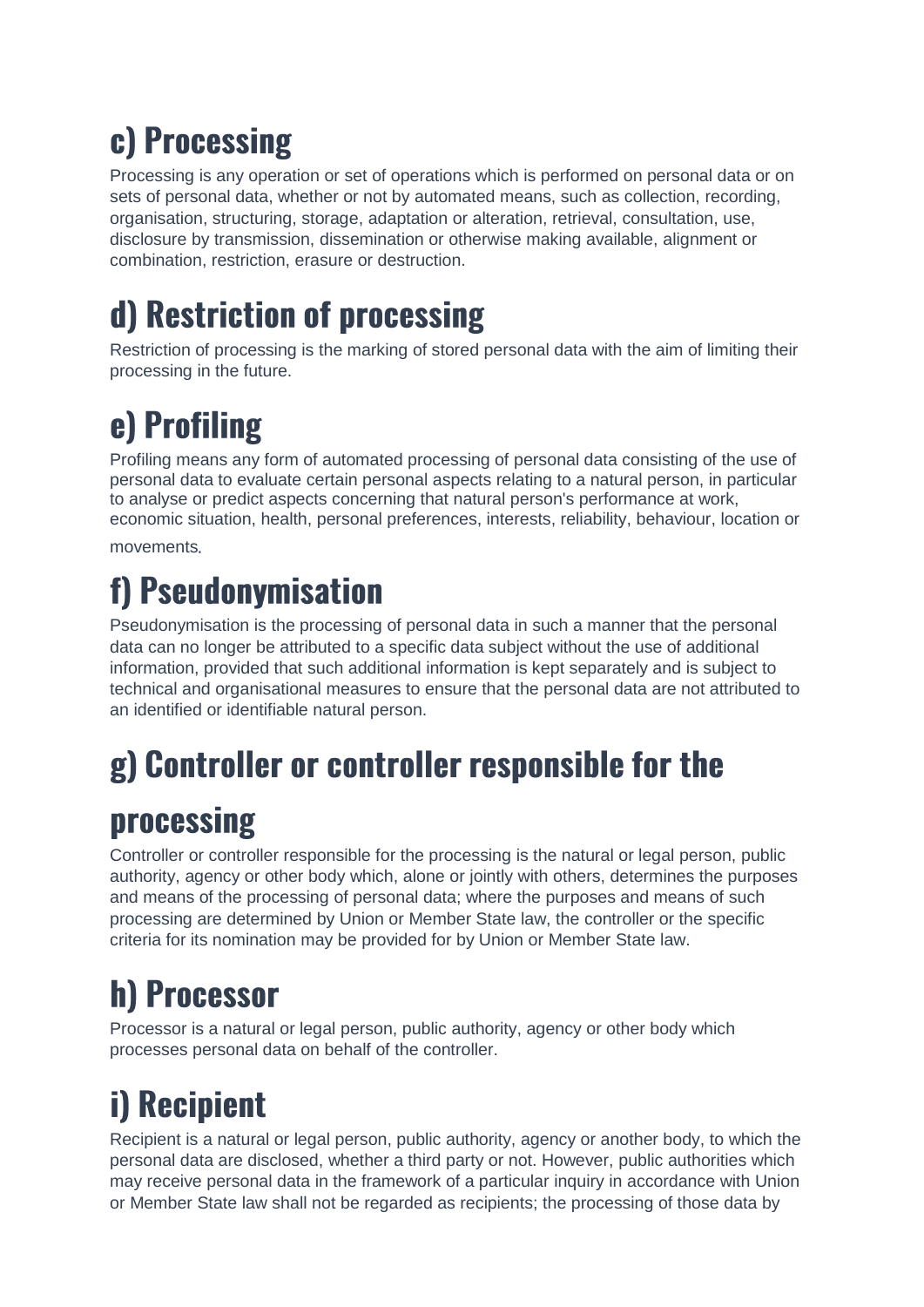## c) Processing

Processing is any operation or set of operations which is performed on personal data or on sets of personal data, whether or not by automated means, such as collection, recording, organisation, structuring, storage, adaptation or alteration, retrieval, consultation, use, disclosure by transmission, dissemination or otherwise making available, alignment or combination, restriction, erasure or destruction.

## d) Restriction of processing

Restriction of processing is the marking of stored personal data with the aim of limiting their processing in the future.

## e) Profiling

Profiling means any form of automated processing of personal data consisting of the use of personal data to evaluate certain personal aspects relating to a natural person, in particular to analyse or predict aspects concerning that natural person's performance at work, economic situation, health, personal preferences, interests, reliability, behaviour, location or movements.

## f) Pseudonymisation

Pseudonymisation is the processing of personal data in such a manner that the personal data can no longer be attributed to a specific data subject without the use of additional information, provided that such additional information is kept separately and is subject to technical and organisational measures to ensure that the personal data are not attributed to an identified or identifiable natural person.

## g) Controller or controller responsible for the processing

Controller or controller responsible for the processing is the natural or legal person, public authority, agency or other body which, alone or jointly with others, determines the purposes and means of the processing of personal data; where the purposes and means of such processing are determined by Union or Member State law, the controller or the specific criteria for its nomination may be provided for by Union or Member State law.

## h) Processor

Processor is a natural or legal person, public authority, agency or other body which processes personal data on behalf of the controller.

## i) Recipient

Recipient is a natural or legal person, public authority, agency or another body, to which the personal data are disclosed, whether a third party or not. However, public authorities which may receive personal data in the framework of a particular inquiry in accordance with Union or Member State law shall not be regarded as recipients; the processing of those data by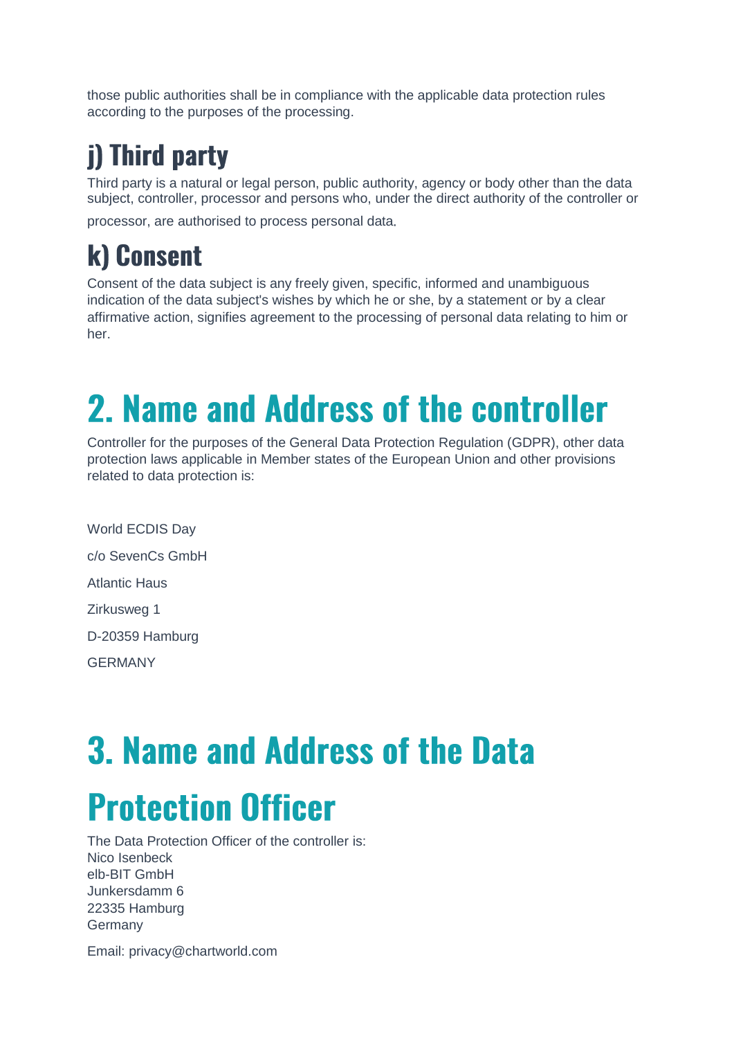those public authorities shall be in compliance with the applicable data protection rules according to the purposes of the processing.

### j) Third party

Third party is a natural or legal person, public authority, agency or body other than the data subject, controller, processor and persons who, under the direct authority of the controller or processor, are authorised to process personal data.

### k) Consent

Consent of the data subject is any freely given, specific, informed and unambiguous indication of the data subject's wishes by which he or she, by a statement or by a clear affirmative action, signifies agreement to the processing of personal data relating to him or her.

## 2. Name and Address of the controller

Controller for the purposes of the General Data Protection Regulation (GDPR), other data protection laws applicable in Member states of the European Union and other provisions related to data protection is:

World ECDIS Day

c/o SevenCs GmbH

Atlantic Haus

Zirkusweg 1

D-20359 Hamburg

GERMANY

## 3. Name and Address of the Data Protection Officer

The Data Protection Officer of the controller is:
Nico Isenbeck
elb-BIT GmbH
Junkersdamm 6
22335 Hamburg
Germany

Email: privacy@chartworld.com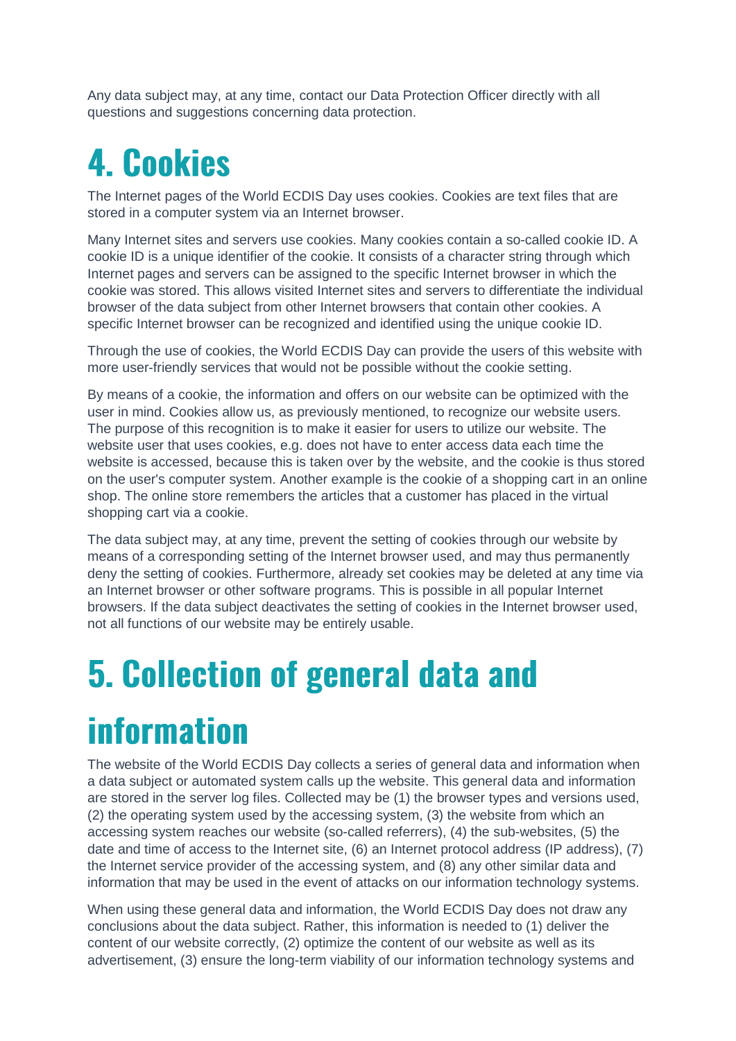Any data subject may, at any time, contact our Data Protection Officer directly with all questions and suggestions concerning data protection.

# 4. Cookies

The Internet pages of the World ECDIS Day uses cookies. Cookies are text files that are stored in a computer system via an Internet browser.

Many Internet sites and servers use cookies. Many cookies contain a so-called cookie ID. A cookie ID is a unique identifier of the cookie. It consists of a character string through which Internet pages and servers can be assigned to the specific Internet browser in which the cookie was stored. This allows visited Internet sites and servers to differentiate the individual browser of the data subject from other Internet browsers that contain other cookies. A specific Internet browser can be recognized and identified using the unique cookie ID.

Through the use of cookies, the World ECDIS Day can provide the users of this website with more user-friendly services that would not be possible without the cookie setting.

By means of a cookie, the information and offers on our website can be optimized with the user in mind. Cookies allow us, as previously mentioned, to recognize our website users. The purpose of this recognition is to make it easier for users to utilize our website. The website user that uses cookies, e.g. does not have to enter access data each time the website is accessed, because this is taken over by the website, and the cookie is thus stored on the user's computer system. Another example is the cookie of a shopping cart in an online shop. The online store remembers the articles that a customer has placed in the virtual shopping cart via a cookie.

The data subject may, at any time, prevent the setting of cookies through our website by means of a corresponding setting of the Internet browser used, and may thus permanently deny the setting of cookies. Furthermore, already set cookies may be deleted at any time via an Internet browser or other software programs. This is possible in all popular Internet browsers. If the data subject deactivates the setting of cookies in the Internet browser used, not all functions of our website may be entirely usable.

# 5. Collection of general data and information

The website of the World ECDIS Day collects a series of general data and information when a data subject or automated system calls up the website. This general data and information are stored in the server log files. Collected may be (1) the browser types and versions used, (2) the operating system used by the accessing system, (3) the website from which an accessing system reaches our website (so-called referrers), (4) the sub-websites, (5) the date and time of access to the Internet site, (6) an Internet protocol address (IP address), (7) the Internet service provider of the accessing system, and (8) any other similar data and information that may be used in the event of attacks on our information technology systems.

When using these general data and information, the World ECDIS Day does not draw any conclusions about the data subject. Rather, this information is needed to (1) deliver the content of our website correctly, (2) optimize the content of our website as well as its advertisement, (3) ensure the long-term viability of our information technology systems and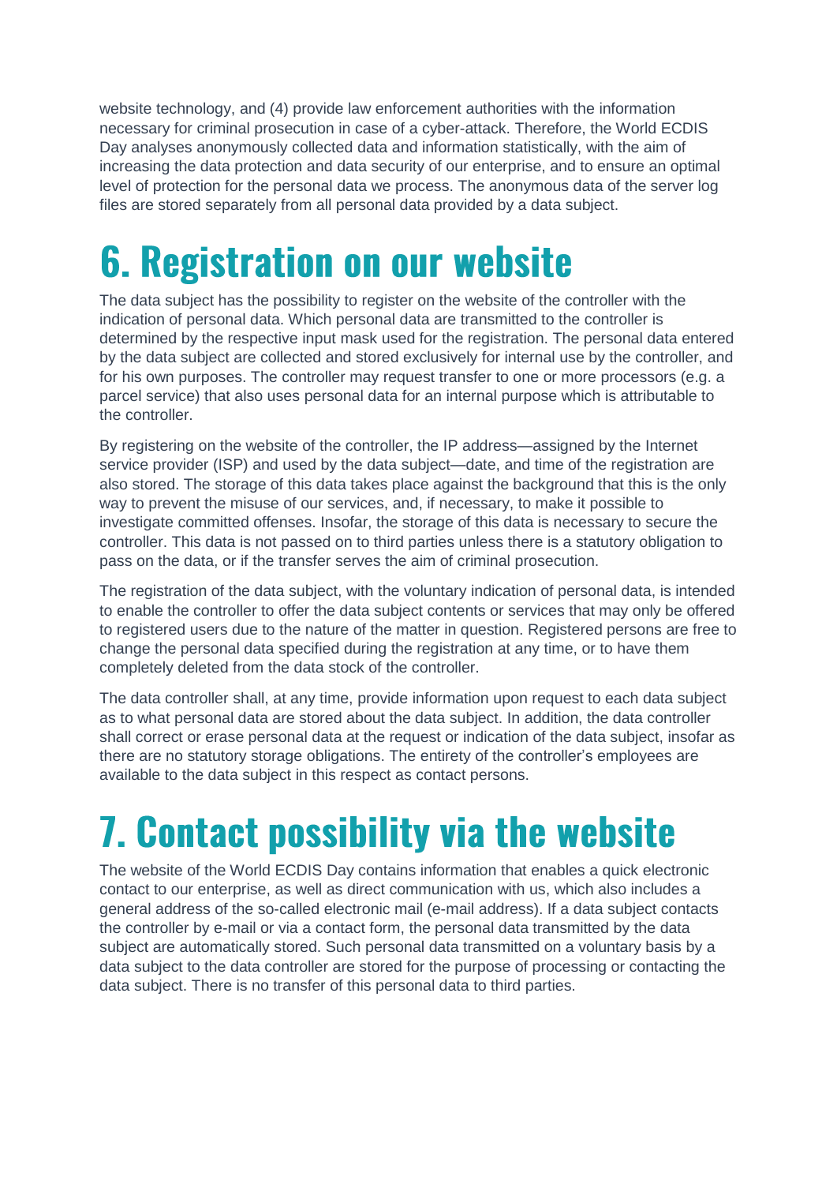website technology, and (4) provide law enforcement authorities with the information necessary for criminal prosecution in case of a cyber-attack. Therefore, the World ECDIS Day analyses anonymously collected data and information statistically, with the aim of increasing the data protection and data security of our enterprise, and to ensure an optimal level of protection for the personal data we process. The anonymous data of the server log files are stored separately from all personal data provided by a data subject.

# 6. Registration on our website

The data subject has the possibility to register on the website of the controller with the indication of personal data. Which personal data are transmitted to the controller is determined by the respective input mask used for the registration. The personal data entered by the data subject are collected and stored exclusively for internal use by the controller, and for his own purposes. The controller may request transfer to one or more processors (e.g. a parcel service) that also uses personal data for an internal purpose which is attributable to the controller.

By registering on the website of the controller, the IP address—assigned by the Internet service provider (ISP) and used by the data subject—date, and time of the registration are also stored. The storage of this data takes place against the background that this is the only way to prevent the misuse of our services, and, if necessary, to make it possible to investigate committed offenses. Insofar, the storage of this data is necessary to secure the controller. This data is not passed on to third parties unless there is a statutory obligation to pass on the data, or if the transfer serves the aim of criminal prosecution.

The registration of the data subject, with the voluntary indication of personal data, is intended to enable the controller to offer the data subject contents or services that may only be offered to registered users due to the nature of the matter in question. Registered persons are free to change the personal data specified during the registration at any time, or to have them completely deleted from the data stock of the controller.

The data controller shall, at any time, provide information upon request to each data subject as to what personal data are stored about the data subject. In addition, the data controller shall correct or erase personal data at the request or indication of the data subject, insofar as there are no statutory storage obligations. The entirety of the controller's employees are available to the data subject in this respect as contact persons.

# 7. Contact possibility via the website

The website of the World ECDIS Day contains information that enables a quick electronic contact to our enterprise, as well as direct communication with us, which also includes a general address of the so-called electronic mail (e-mail address). If a data subject contacts the controller by e-mail or via a contact form, the personal data transmitted by the data subject are automatically stored. Such personal data transmitted on a voluntary basis by a data subject to the data controller are stored for the purpose of processing or contacting the data subject. There is no transfer of this personal data to third parties.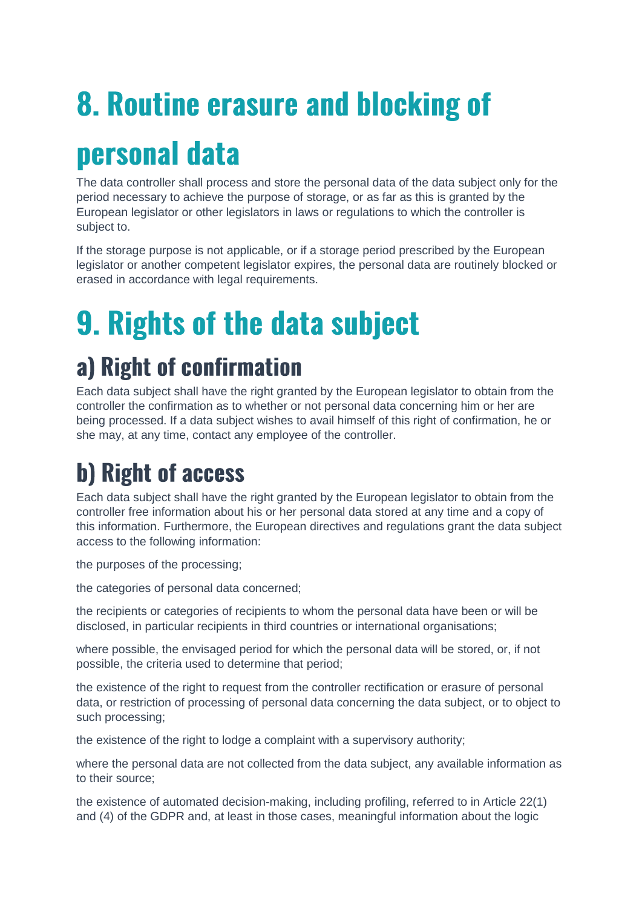# 8. Routine erasure and blocking of personal data

The data controller shall process and store the personal data of the data subject only for the period necessary to achieve the purpose of storage, or as far as this is granted by the European legislator or other legislators in laws or regulations to which the controller is subject to.

If the storage purpose is not applicable, or if a storage period prescribed by the European legislator or another competent legislator expires, the personal data are routinely blocked or erased in accordance with legal requirements.

# 9. Rights of the data subject

## a) Right of confirmation

Each data subject shall have the right granted by the European legislator to obtain from the controller the confirmation as to whether or not personal data concerning him or her are being processed. If a data subject wishes to avail himself of this right of confirmation, he or she may, at any time, contact any employee of the controller.

## b) Right of access

Each data subject shall have the right granted by the European legislator to obtain from the controller free information about his or her personal data stored at any time and a copy of this information. Furthermore, the European directives and regulations grant the data subject access to the following information:

the purposes of the processing;

the categories of personal data concerned;

the recipients or categories of recipients to whom the personal data have been or will be disclosed, in particular recipients in third countries or international organisations;

where possible, the envisaged period for which the personal data will be stored, or, if not possible, the criteria used to determine that period;

the existence of the right to request from the controller rectification or erasure of personal data, or restriction of processing of personal data concerning the data subject, or to object to such processing;

the existence of the right to lodge a complaint with a supervisory authority;

where the personal data are not collected from the data subject, any available information as to their source;

the existence of automated decision-making, including profiling, referred to in Article 22(1) and (4) of the GDPR and, at least in those cases, meaningful information about the logic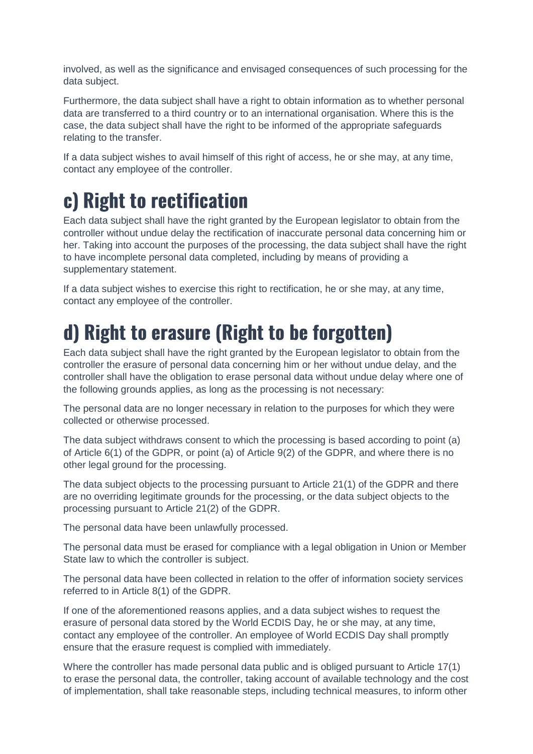involved, as well as the significance and envisaged consequences of such processing for the data subject.

Furthermore, the data subject shall have a right to obtain information as to whether personal data are transferred to a third country or to an international organisation. Where this is the case, the data subject shall have the right to be informed of the appropriate safeguards relating to the transfer.

If a data subject wishes to avail himself of this right of access, he or she may, at any time, contact any employee of the controller.

# c) Right to rectification

Each data subject shall have the right granted by the European legislator to obtain from the controller without undue delay the rectification of inaccurate personal data concerning him or her. Taking into account the purposes of the processing, the data subject shall have the right to have incomplete personal data completed, including by means of providing a supplementary statement.

If a data subject wishes to exercise this right to rectification, he or she may, at any time, contact any employee of the controller.

# d) Right to erasure (Right to be forgotten)

Each data subject shall have the right granted by the European legislator to obtain from the controller the erasure of personal data concerning him or her without undue delay, and the controller shall have the obligation to erase personal data without undue delay where one of the following grounds applies, as long as the processing is not necessary:

The personal data are no longer necessary in relation to the purposes for which they were collected or otherwise processed.

The data subject withdraws consent to which the processing is based according to point (a) of Article 6(1) of the GDPR, or point (a) of Article 9(2) of the GDPR, and where there is no other legal ground for the processing.

The data subject objects to the processing pursuant to Article 21(1) of the GDPR and there are no overriding legitimate grounds for the processing, or the data subject objects to the processing pursuant to Article 21(2) of the GDPR.

The personal data have been unlawfully processed.

The personal data must be erased for compliance with a legal obligation in Union or Member State law to which the controller is subject.

The personal data have been collected in relation to the offer of information society services referred to in Article 8(1) of the GDPR.

If one of the aforementioned reasons applies, and a data subject wishes to request the erasure of personal data stored by the World ECDIS Day, he or she may, at any time, contact any employee of the controller. An employee of World ECDIS Day shall promptly ensure that the erasure request is complied with immediately.

Where the controller has made personal data public and is obliged pursuant to Article 17(1) to erase the personal data, the controller, taking account of available technology and the cost of implementation, shall take reasonable steps, including technical measures, to inform other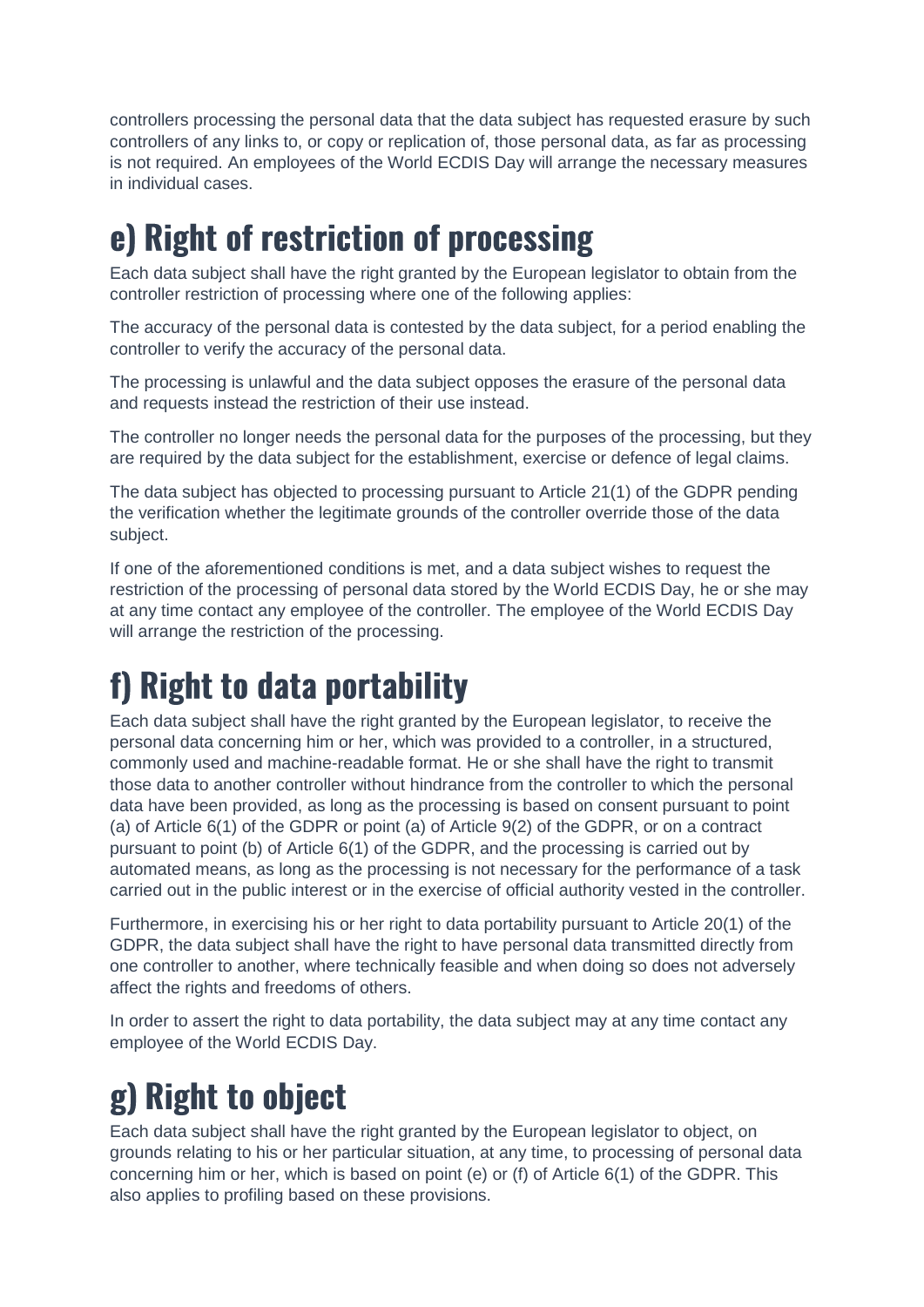controllers processing the personal data that the data subject has requested erasure by such controllers of any links to, or copy or replication of, those personal data, as far as processing is not required. An employees of the World ECDIS Day will arrange the necessary measures in individual cases.

## e) Right of restriction of processing

Each data subject shall have the right granted by the European legislator to obtain from the controller restriction of processing where one of the following applies:

The accuracy of the personal data is contested by the data subject, for a period enabling the controller to verify the accuracy of the personal data.

The processing is unlawful and the data subject opposes the erasure of the personal data and requests instead the restriction of their use instead.

The controller no longer needs the personal data for the purposes of the processing, but they are required by the data subject for the establishment, exercise or defence of legal claims.

The data subject has objected to processing pursuant to Article 21(1) of the GDPR pending the verification whether the legitimate grounds of the controller override those of the data subject.

If one of the aforementioned conditions is met, and a data subject wishes to request the restriction of the processing of personal data stored by the World ECDIS Day, he or she may at any time contact any employee of the controller. The employee of the World ECDIS Day will arrange the restriction of the processing.

## f) Right to data portability

Each data subject shall have the right granted by the European legislator, to receive the personal data concerning him or her, which was provided to a controller, in a structured, commonly used and machine-readable format. He or she shall have the right to transmit those data to another controller without hindrance from the controller to which the personal data have been provided, as long as the processing is based on consent pursuant to point (a) of Article 6(1) of the GDPR or point (a) of Article 9(2) of the GDPR, or on a contract pursuant to point (b) of Article 6(1) of the GDPR, and the processing is carried out by automated means, as long as the processing is not necessary for the performance of a task carried out in the public interest or in the exercise of official authority vested in the controller.

Furthermore, in exercising his or her right to data portability pursuant to Article 20(1) of the GDPR, the data subject shall have the right to have personal data transmitted directly from one controller to another, where technically feasible and when doing so does not adversely affect the rights and freedoms of others.

In order to assert the right to data portability, the data subject may at any time contact any employee of the World ECDIS Day.

## g) Right to object

Each data subject shall have the right granted by the European legislator to object, on grounds relating to his or her particular situation, at any time, to processing of personal data concerning him or her, which is based on point (e) or (f) of Article 6(1) of the GDPR. This also applies to profiling based on these provisions.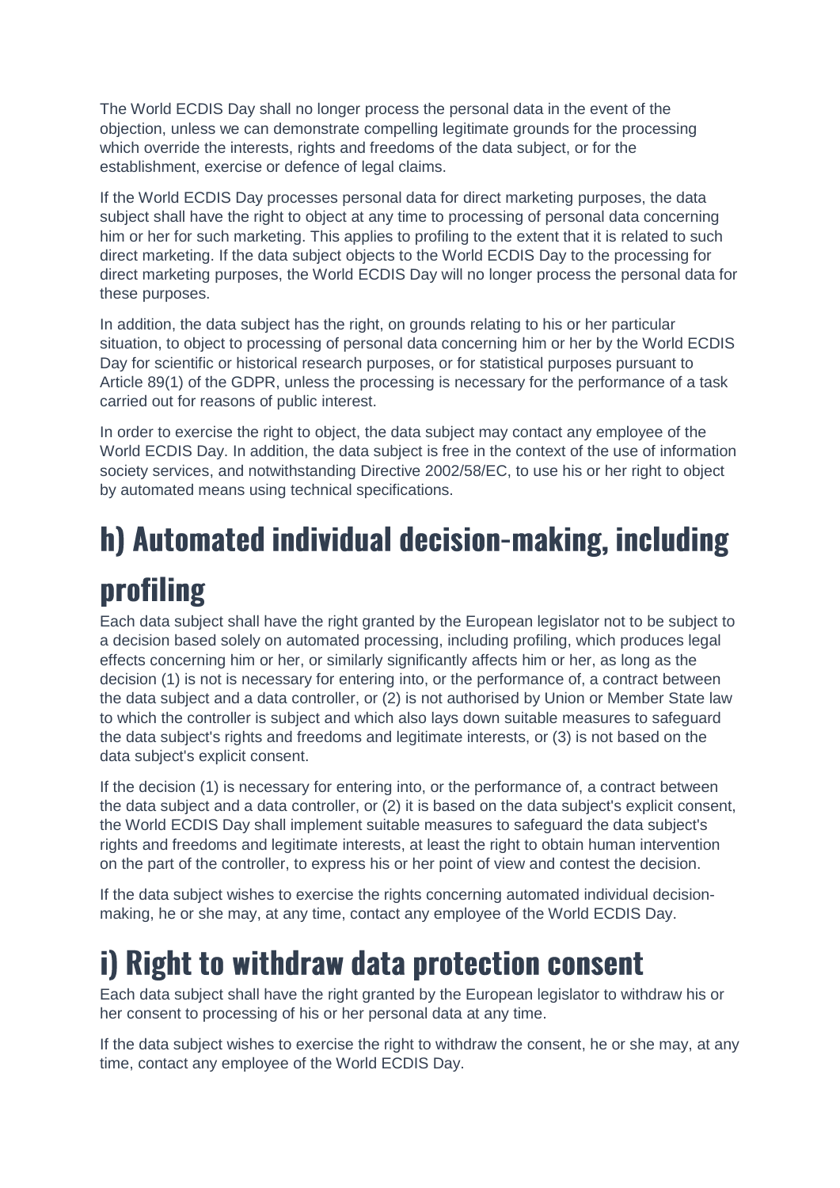The World ECDIS Day shall no longer process the personal data in the event of the objection, unless we can demonstrate compelling legitimate grounds for the processing which override the interests, rights and freedoms of the data subject, or for the establishment, exercise or defence of legal claims.

If the World ECDIS Day processes personal data for direct marketing purposes, the data subject shall have the right to object at any time to processing of personal data concerning him or her for such marketing. This applies to profiling to the extent that it is related to such direct marketing. If the data subject objects to the World ECDIS Day to the processing for direct marketing purposes, the World ECDIS Day will no longer process the personal data for these purposes.

In addition, the data subject has the right, on grounds relating to his or her particular situation, to object to processing of personal data concerning him or her by the World ECDIS Day for scientific or historical research purposes, or for statistical purposes pursuant to Article 89(1) of the GDPR, unless the processing is necessary for the performance of a task carried out for reasons of public interest.

In order to exercise the right to object, the data subject may contact any employee of the World ECDIS Day. In addition, the data subject is free in the context of the use of information society services, and notwithstanding Directive 2002/58/EC, to use his or her right to object by automated means using technical specifications.

## h) Automated individual decision-making, including profiling

Each data subject shall have the right granted by the European legislator not to be subject to a decision based solely on automated processing, including profiling, which produces legal effects concerning him or her, or similarly significantly affects him or her, as long as the decision (1) is not is necessary for entering into, or the performance of, a contract between the data subject and a data controller, or (2) is not authorised by Union or Member State law to which the controller is subject and which also lays down suitable measures to safeguard the data subject's rights and freedoms and legitimate interests, or (3) is not based on the data subject's explicit consent.

If the decision (1) is necessary for entering into, or the performance of, a contract between the data subject and a data controller, or (2) it is based on the data subject's explicit consent, the World ECDIS Day shall implement suitable measures to safeguard the data subject's rights and freedoms and legitimate interests, at least the right to obtain human intervention on the part of the controller, to express his or her point of view and contest the decision.

If the data subject wishes to exercise the rights concerning automated individual decision-making, he or she may, at any time, contact any employee of the World ECDIS Day.

## i) Right to withdraw data protection consent

Each data subject shall have the right granted by the European legislator to withdraw his or her consent to processing of his or her personal data at any time.

If the data subject wishes to exercise the right to withdraw the consent, he or she may, at any time, contact any employee of the World ECDIS Day.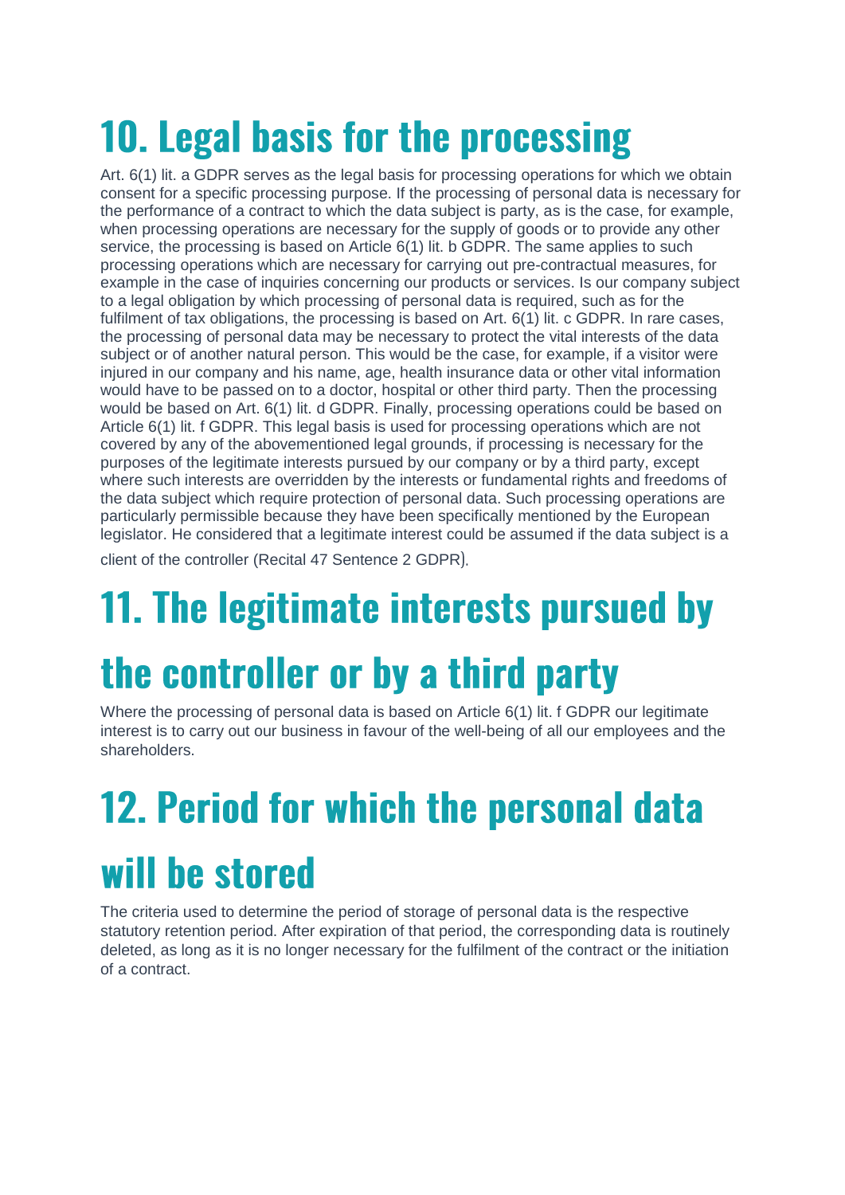# 10. Legal basis for the processing

Art. 6(1) lit. a GDPR serves as the legal basis for processing operations for which we obtain consent for a specific processing purpose. If the processing of personal data is necessary for the performance of a contract to which the data subject is party, as is the case, for example, when processing operations are necessary for the supply of goods or to provide any other service, the processing is based on Article 6(1) lit. b GDPR. The same applies to such processing operations which are necessary for carrying out pre-contractual measures, for example in the case of inquiries concerning our products or services. Is our company subject to a legal obligation by which processing of personal data is required, such as for the fulfilment of tax obligations, the processing is based on Art. 6(1) lit. c GDPR. In rare cases, the processing of personal data may be necessary to protect the vital interests of the data subject or of another natural person. This would be the case, for example, if a visitor were injured in our company and his name, age, health insurance data or other vital information would have to be passed on to a doctor, hospital or other third party. Then the processing would be based on Art. 6(1) lit. d GDPR. Finally, processing operations could be based on Article 6(1) lit. f GDPR. This legal basis is used for processing operations which are not covered by any of the abovementioned legal grounds, if processing is necessary for the purposes of the legitimate interests pursued by our company or by a third party, except where such interests are overridden by the interests or fundamental rights and freedoms of the data subject which require protection of personal data. Such processing operations are particularly permissible because they have been specifically mentioned by the European legislator. He considered that a legitimate interest could be assumed if the data subject is a client of the controller (Recital 47 Sentence 2 GDPR).

# 11. The legitimate interests pursued by the controller or by a third party

Where the processing of personal data is based on Article 6(1) lit. f GDPR our legitimate interest is to carry out our business in favour of the well-being of all our employees and the shareholders.

# 12. Period for which the personal data will be stored

The criteria used to determine the period of storage of personal data is the respective statutory retention period. After expiration of that period, the corresponding data is routinely deleted, as long as it is no longer necessary for the fulfilment of the contract or the initiation of a contract.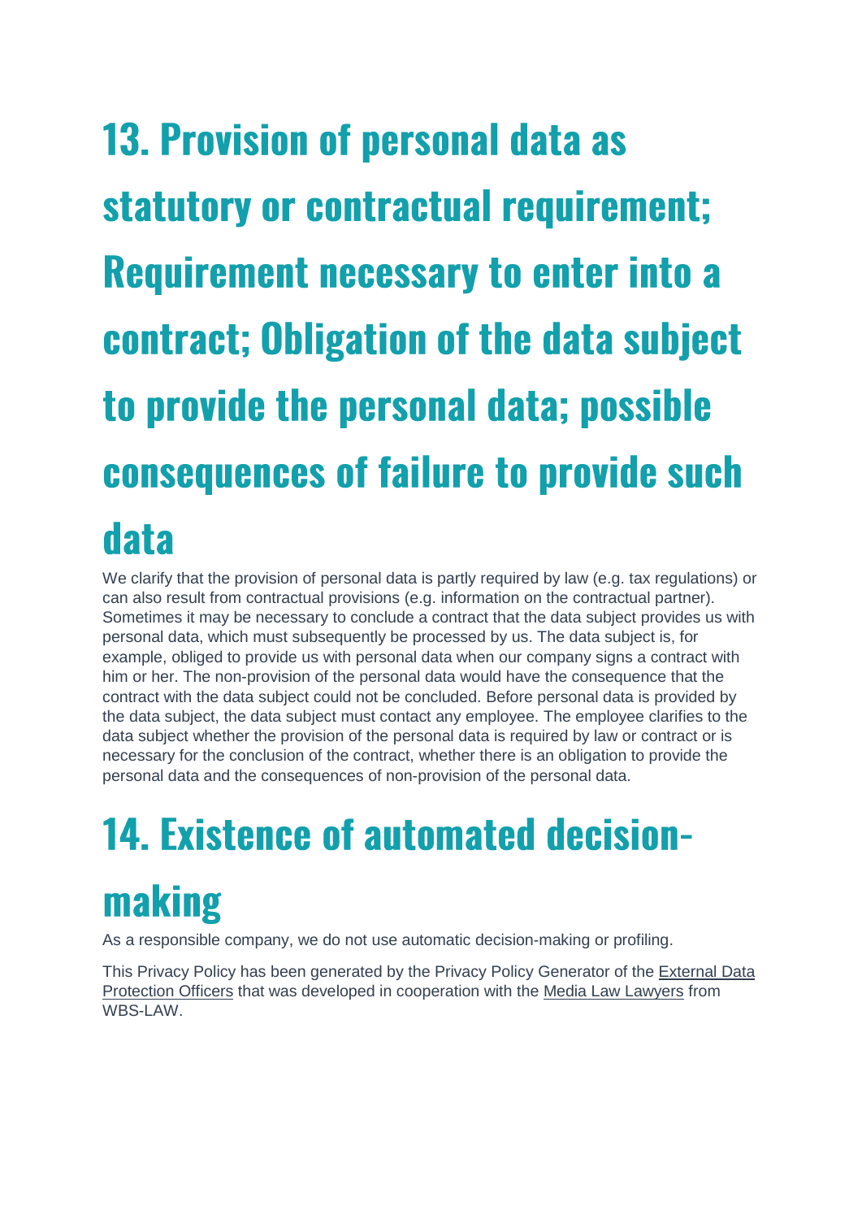## 13. Provision of personal data as statutory or contractual requirement; Requirement necessary to enter into a contract; Obligation of the data subject to provide the personal data; possible consequences of failure to provide such data

We clarify that the provision of personal data is partly required by law (e.g. tax regulations) or can also result from contractual provisions (e.g. information on the contractual partner). Sometimes it may be necessary to conclude a contract that the data subject provides us with personal data, which must subsequently be processed by us. The data subject is, for example, obliged to provide us with personal data when our company signs a contract with him or her. The non-provision of the personal data would have the consequence that the contract with the data subject could not be concluded. Before personal data is provided by the data subject, the data subject must contact any employee. The employee clarifies to the data subject whether the provision of the personal data is required by law or contract or is necessary for the conclusion of the contract, whether there is an obligation to provide the personal data and the consequences of non-provision of the personal data.

## 14. Existence of automated decision-making

As a responsible company, we do not use automatic decision-making or profiling.

This Privacy Policy has been generated by the Privacy Policy Generator of the External Data Protection Officers that was developed in cooperation with the Media Law Lawyers from WBS-LAW.